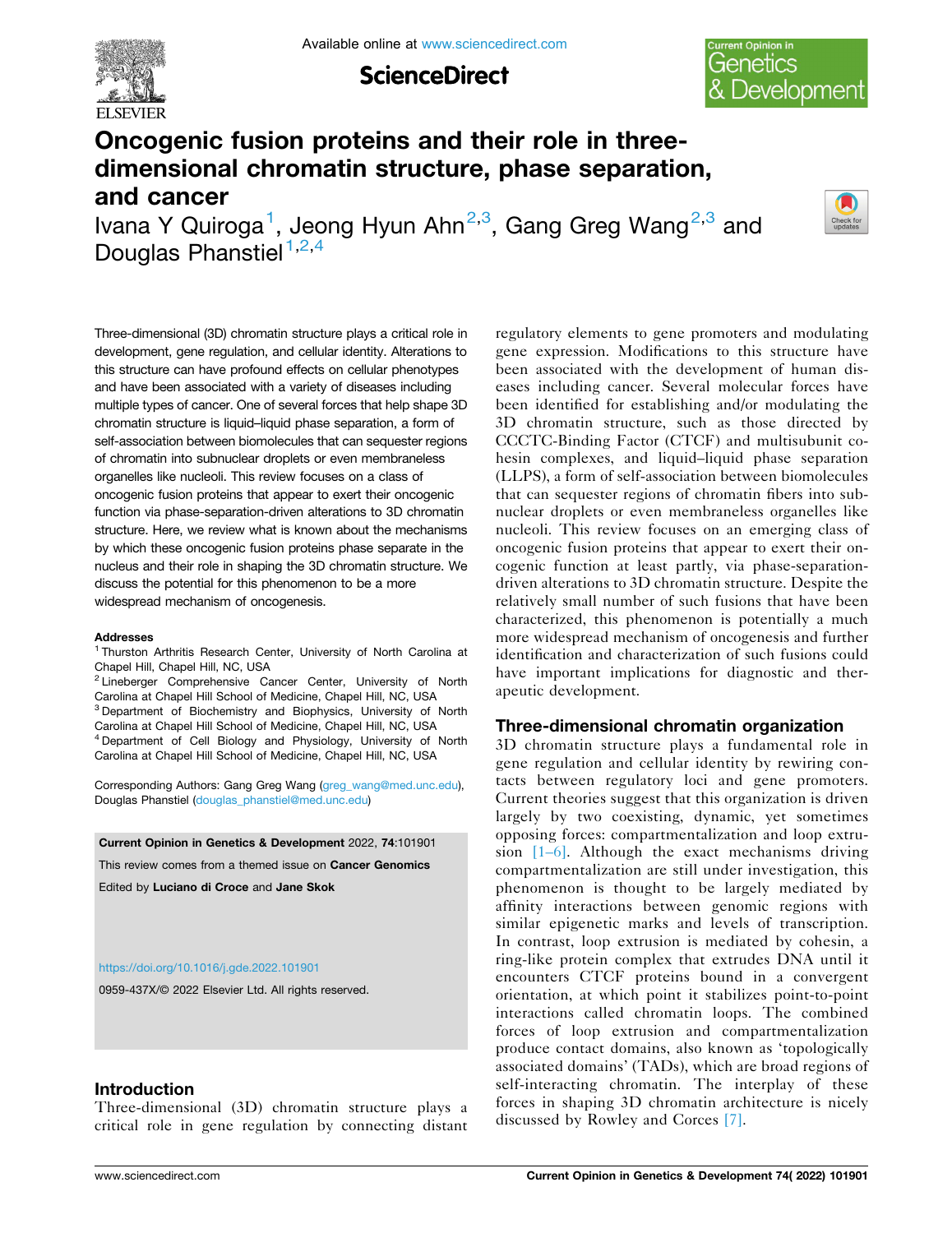# Oncogenic fusion proteins and their role in three-dimensional chromatin structure, phase separation, and cancer

Ivana Y Quiroga[1], Jeong Hyun Ahn[2,3], Gang Greg Wang[2,3] and Douglas Phanstiel[1,2,4]

Three-dimensional (3D) chromatin structure plays a critical role in development, gene regulation, and cellular identity. Alterations to this structure can have profound effects on cellular phenotypes and have been associated with a variety of diseases including multiple types of cancer. One of several forces that help shape 3D chromatin structure is liquid–liquid phase separation, a form of self-association between biomolecules that can sequester regions of chromatin into subnuclear droplets or even membraneless organelles like nucleoli. This review focuses on a class of oncogenic fusion proteins that appear to exert their oncogenic function via phase-separation-driven alterations to 3D chromatin structure. Here, we review what is known about the mechanisms by which these oncogenic fusion proteins phase separate in the nucleus and their role in shaping the 3D chromatin structure. We discuss the potential for this phenomenon to be a more widespread mechanism of oncogenesis.

**Addresses**

[1] Thurston Arthritis Research Center, University of North Carolina at Chapel Hill, Chapel Hill, NC, USA
[2] Lineberger Comprehensive Cancer Center, University of North Carolina at Chapel Hill School of Medicine, Chapel Hill, NC, USA
[3] Department of Biochemistry and Biophysics, University of North Carolina at Chapel Hill School of Medicine, Chapel Hill, NC, USA
[4] Department of Cell Biology and Physiology, University of North Carolina at Chapel Hill School of Medicine, Chapel Hill, NC, USA

Corresponding Authors: Gang Greg Wang (greg_wang@med.unc.edu), Douglas Phanstiel (douglas_phanstiel@med.unc.edu)

**Current Opinion in Genetics & Development** 2022, **74**:101901

This review comes from a themed issue on **Cancer Genomics**

Edited by **Luciano di Croce** and **Jane Skok**

https://doi.org/10.1016/j.gde.2022.101901

0959-437X/© 2022 Elsevier Ltd. All rights reserved.

## Introduction

Three-dimensional (3D) chromatin structure plays a critical role in gene regulation by connecting distant regulatory elements to gene promoters and modulating gene expression. Modifications to this structure have been associated with the development of human diseases including cancer. Several molecular forces have been identified for establishing and/or modulating the 3D chromatin structure, such as those directed by CCCTC-Binding Factor (CTCF) and multisubunit cohesin complexes, and liquid–liquid phase separation (LLPS), a form of self-association between biomolecules that can sequester regions of chromatin fibers into subnuclear droplets or even membraneless organelles like nucleoli. This review focuses on an emerging class of oncogenic fusion proteins that appear to exert their oncogenic function at least partly, via phase-separation-driven alterations to 3D chromatin structure. Despite the relatively small number of such fusions that have been characterized, this phenomenon is potentially a much more widespread mechanism of oncogenesis and further identification and characterization of such fusions could have important implications for diagnostic and therapeutic development.

## Three-dimensional chromatin organization

3D chromatin structure plays a fundamental role in gene regulation and cellular identity by rewiring contacts between regulatory loci and gene promoters. Current theories suggest that this organization is driven largely by two coexisting, dynamic, yet sometimes opposing forces: compartmentalization and loop extrusion [1–6]. Although the exact mechanisms driving compartmentalization are still under investigation, this phenomenon is thought to be largely mediated by affinity interactions between genomic regions with similar epigenetic marks and levels of transcription. In contrast, loop extrusion is mediated by cohesin, a ring-like protein complex that extrudes DNA until it encounters CTCF proteins bound in a convergent orientation, at which point it stabilizes point-to-point interactions called chromatin loops. The combined forces of loop extrusion and compartmentalization produce contact domains, also known as 'topologically associated domains' (TADs), which are broad regions of self-interacting chromatin. The interplay of these forces in shaping 3D chromatin architecture is nicely discussed by Rowley and Corces [7].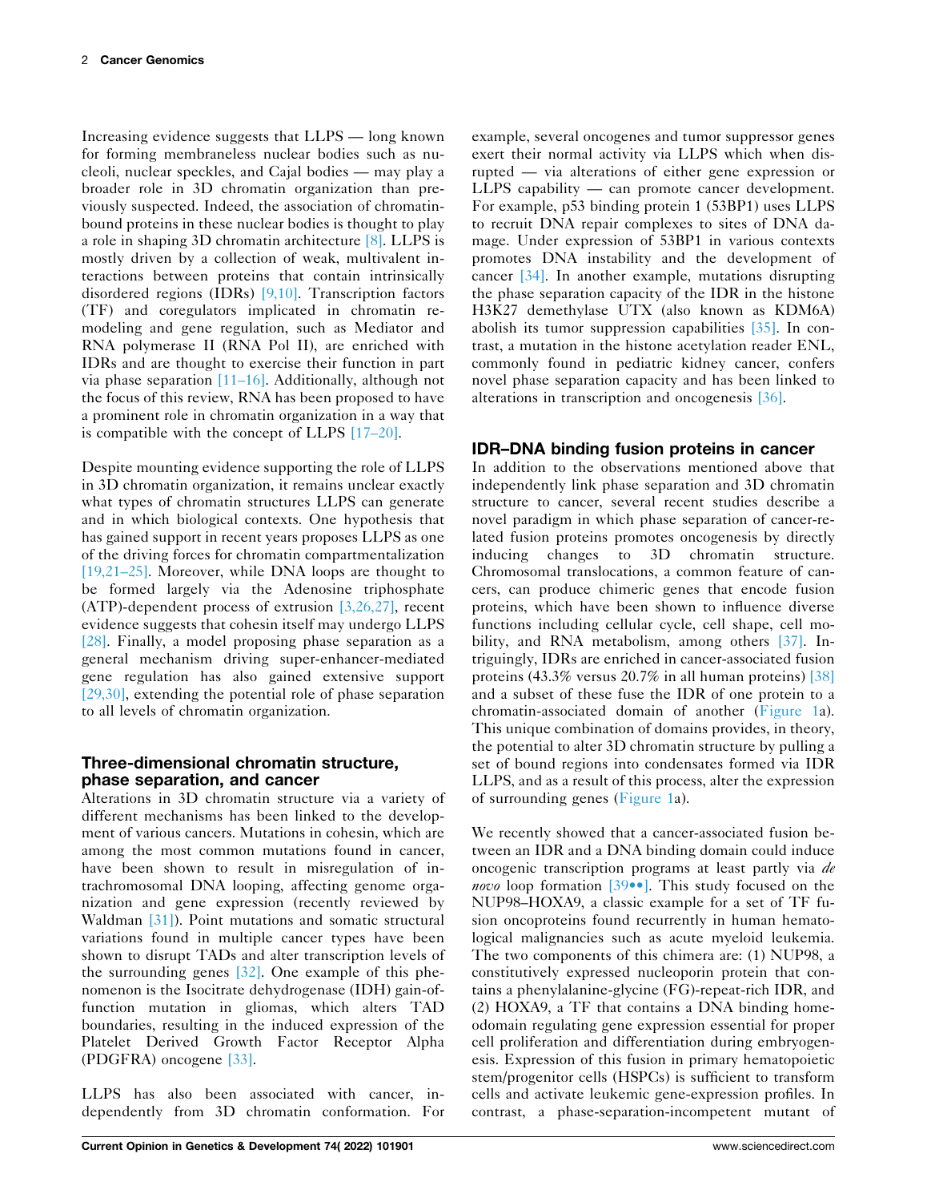Increasing evidence suggests that LLPS — long known for forming membraneless nuclear bodies such as nucleoli, nuclear speckles, and Cajal bodies — may play a broader role in 3D chromatin organization than previously suspected. Indeed, the association of chromatin-bound proteins in these nuclear bodies is thought to play a role in shaping 3D chromatin architecture [8]. LLPS is mostly driven by a collection of weak, multivalent interactions between proteins that contain intrinsically disordered regions (IDRs) [9,10]. Transcription factors (TF) and coregulators implicated in chromatin remodeling and gene regulation, such as Mediator and RNA polymerase II (RNA Pol II), are enriched with IDRs and are thought to exercise their function in part via phase separation [11–16]. Additionally, although not the focus of this review, RNA has been proposed to have a prominent role in chromatin organization in a way that is compatible with the concept of LLPS [17–20].

Despite mounting evidence supporting the role of LLPS in 3D chromatin organization, it remains unclear exactly what types of chromatin structures LLPS can generate and in which biological contexts. One hypothesis that has gained support in recent years proposes LLPS as one of the driving forces for chromatin compartmentalization [19,21–25]. Moreover, while DNA loops are thought to be formed largely via the Adenosine triphosphate (ATP)-dependent process of extrusion [3,26,27], recent evidence suggests that cohesin itself may undergo LLPS [28]. Finally, a model proposing phase separation as a general mechanism driving super-enhancer-mediated gene regulation has also gained extensive support [29,30], extending the potential role of phase separation to all levels of chromatin organization.

## Three-dimensional chromatin structure, phase separation, and cancer

Alterations in 3D chromatin structure via a variety of different mechanisms has been linked to the development of various cancers. Mutations in cohesin, which are among the most common mutations found in cancer, have been shown to result in misregulation of intrachromosomal DNA looping, affecting genome organization and gene expression (recently reviewed by Waldman [31]). Point mutations and somatic structural variations found in multiple cancer types have been shown to disrupt TADs and alter transcription levels of the surrounding genes [32]. One example of this phenomenon is the Isocitrate dehydrogenase (IDH) gain-of-function mutation in gliomas, which alters TAD boundaries, resulting in the induced expression of the Platelet Derived Growth Factor Receptor Alpha (PDGFRA) oncogene [33].

LLPS has also been associated with cancer, independently from 3D chromatin conformation. For example, several oncogenes and tumor suppressor genes exert their normal activity via LLPS which when disrupted — via alterations of either gene expression or LLPS capability — can promote cancer development. For example, p53 binding protein 1 (53BP1) uses LLPS to recruit DNA repair complexes to sites of DNA damage. Under expression of 53BP1 in various contexts promotes DNA instability and the development of cancer [34]. In another example, mutations disrupting the phase separation capacity of the IDR in the histone H3K27 demethylase UTX (also known as KDM6A) abolish its tumor suppression capabilities [35]. In contrast, a mutation in the histone acetylation reader ENL, commonly found in pediatric kidney cancer, confers novel phase separation capacity and has been linked to alterations in transcription and oncogenesis [36].

## IDR–DNA binding fusion proteins in cancer

In addition to the observations mentioned above that independently link phase separation and 3D chromatin structure to cancer, several recent studies describe a novel paradigm in which phase separation of cancer-related fusion proteins promotes oncogenesis by directly inducing changes to 3D chromatin structure. Chromosomal translocations, a common feature of cancers, can produce chimeric genes that encode fusion proteins, which have been shown to influence diverse functions including cellular cycle, cell shape, cell mobility, and RNA metabolism, among others [37]. Intriguingly, IDRs are enriched in cancer-associated fusion proteins (43.3% versus 20.7% in all human proteins) [38] and a subset of these fuse the IDR of one protein to a chromatin-associated domain of another (Figure 1a). This unique combination of domains provides, in theory, the potential to alter 3D chromatin structure by pulling a set of bound regions into condensates formed via IDR LLPS, and as a result of this process, alter the expression of surrounding genes (Figure 1a).

We recently showed that a cancer-associated fusion between an IDR and a DNA binding domain could induce oncogenic transcription programs at least partly via *de novo* loop formation [39••]. This study focused on the NUP98–HOXA9, a classic example for a set of TF fusion oncoproteins found recurrently in human hematological malignancies such as acute myeloid leukemia. The two components of this chimera are: (1) NUP98, a constitutively expressed nucleoporin protein that contains a phenylalanine-glycine (FG)-repeat-rich IDR, and (2) HOXA9, a TF that contains a DNA binding homeodomain regulating gene expression essential for proper cell proliferation and differentiation during embryogenesis. Expression of this fusion in primary hematopoietic stem/progenitor cells (HSPCs) is sufficient to transform cells and activate leukemic gene-expression profiles. In contrast, a phase-separation-incompetent mutant of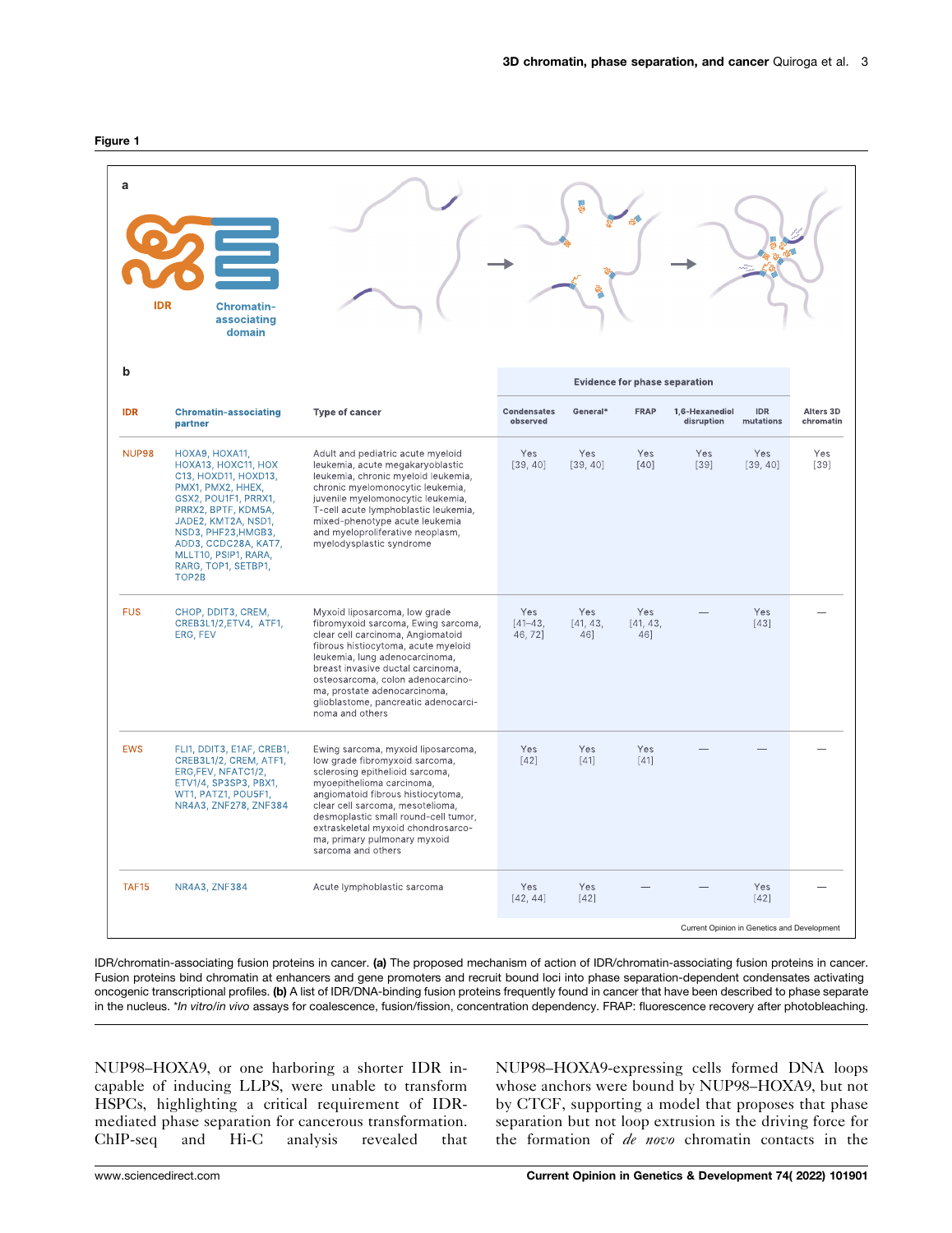**Figure 1**

**a**

IDR | Chromatin-associating domain

**b**

| IDR | Chromatin-associating partner | Type of cancer | Evidence for phase separation: Condensates observed | General* | FRAP | 1,6-Hexanediol disruption | IDR mutations | Alters 3D chromatin |
|---|---|---|---|---|---|---|---|---|
| NUP98 | HOXA9, HOXA11, HOXA13, HOXC11, HOX C13, HOXD11, HOXD13, PMX1, PMX2, HHEX, GSX2, POU1F1, PRRX1, PRRX2, BPTF, KDM5A, JADE2, KMT2A, NSD1, NSD3, PHF23,HMGB3, ADD3, CCDC28A, KAT7, MLLT10, PSIP1, RARA, RARG, TOP1, SETBP1, TOP2B | Adult and pediatric acute myeloid leukemia, acute megakaryoblastic leukemia, chronic myeloid leukemia, chronic myelomonocytic leukemia, juvenile myelomonocytic leukemia, T-cell acute lymphoblastic leukemia, mixed-phenotype acute leukemia and myeloproliferative neoplasm, myelodysplastic syndrome | Yes [39, 40] | Yes [39, 40] | Yes [40] | Yes [39] | Yes [39, 40] | Yes [39] |
| FUS | CHOP, DDIT3, CREM, CREB3L1/2,ETV4, ATF1, ERG, FEV | Myxoid liposarcoma, low grade fibromyxoid sarcoma, Ewing sarcoma, clear cell carcinoma, Angiomatoid fibrous histiocytoma, acute myeloid leukemia, lung adenocarcinoma, breast invasive ductal carcinoma, osteosarcoma, colon adenocarcinoma, prostate adenocarcinoma, glioblastome, pancreatic adenocarcinoma and others | Yes [41–43, 46, 72] | Yes [41, 43, 46] | Yes [41, 43, 46] | — | Yes [43] | — |
| EWS | FLI1, DDIT3, E1AF, CREB1, CREB3L1/2, CREM, ATF1, ERG,FEV, NFATC1/2, ETV1/4, SP3SP3, PBX1, WT1, PATZ1, POU5F1, NR4A3, ZNF278, ZNF384 | Ewing sarcoma, myxoid liposarcoma, low grade fibromyxoid sarcoma, sclerosing epithelioid sarcoma, myoepithelioma carcinoma, angiomatoid fibrous histiocytoma, clear cell sarcoma, mesothelioma, desmoplastic small round-cell tumor, extraskeletal myxoid chondrosarcoma, primary pulmonary myxoid sarcoma and others | Yes [42] | Yes [41] | Yes [41] | — | — | — |
| TAF15 | NR4A3, ZNF384 | Acute lymphoblastic sarcoma | Yes [42, 44] | Yes [42] | — | — | Yes [42] | — |

IDR/chromatin-associating fusion proteins in cancer. **(a)** The proposed mechanism of action of IDR/chromatin-associating fusion proteins in cancer. Fusion proteins bind chromatin at enhancers and gene promoters and recruit bound loci into phase separation-dependent condensates activating oncogenic transcriptional profiles. **(b)** A list of IDR/DNA-binding fusion proteins frequently found in cancer that have been described to phase separate in the nucleus. **In vitro/in vivo* assays for coalescence, fusion/fission, concentration dependency. FRAP: fluorescence recovery after photobleaching.

NUP98–HOXA9, or one harboring a shorter IDR incapable of inducing LLPS, were unable to transform HSPCs, highlighting a critical requirement of IDR-mediated phase separation for cancerous transformation. ChIP-seq and Hi-C analysis revealed that NUP98–HOXA9-expressing cells formed DNA loops whose anchors were bound by NUP98–HOXA9, but not by CTCF, supporting a model that proposes that phase separation but not loop extrusion is the driving force for the formation of *de novo* chromatin contacts in the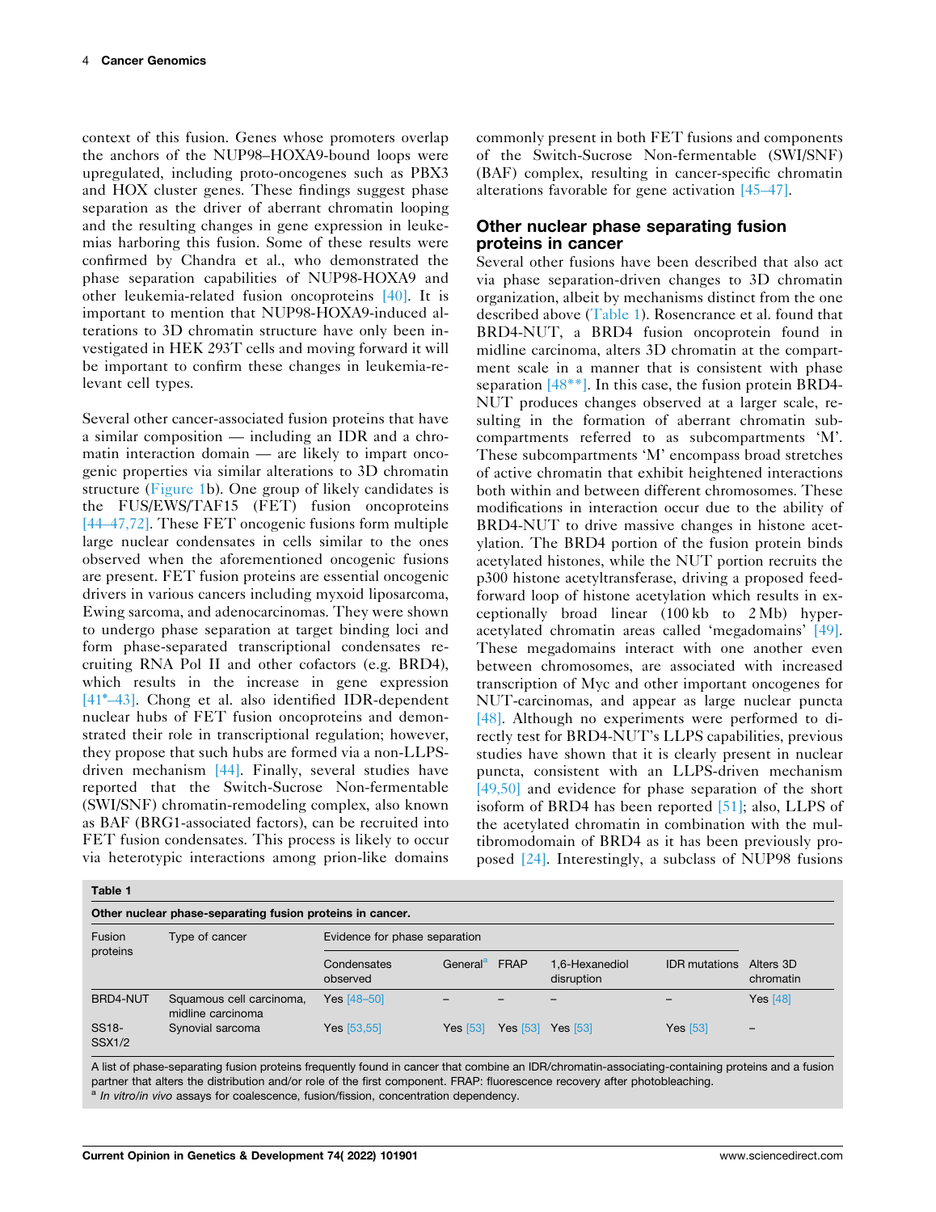context of this fusion. Genes whose promoters overlap the anchors of the NUP98–HOXA9-bound loops were upregulated, including proto-oncogenes such as PBX3 and HOX cluster genes. These findings suggest phase separation as the driver of aberrant chromatin looping and the resulting changes in gene expression in leukemias harboring this fusion. Some of these results were confirmed by Chandra et al., who demonstrated the phase separation capabilities of NUP98-HOXA9 and other leukemia-related fusion oncoproteins [40]. It is important to mention that NUP98-HOXA9-induced alterations to 3D chromatin structure have only been investigated in HEK 293T cells and moving forward it will be important to confirm these changes in leukemia-relevant cell types.

Several other cancer-associated fusion proteins that have a similar composition — including an IDR and a chromatin interaction domain — are likely to impart oncogenic properties via similar alterations to 3D chromatin structure (Figure 1b). One group of likely candidates is the FUS/EWS/TAF15 (FET) fusion oncoproteins [44–47,72]. These FET oncogenic fusions form multiple large nuclear condensates in cells similar to the ones observed when the aforementioned oncogenic fusions are present. FET fusion proteins are essential oncogenic drivers in various cancers including myxoid liposarcoma, Ewing sarcoma, and adenocarcinomas. They were shown to undergo phase separation at target binding loci and form phase-separated transcriptional condensates recruiting RNA Pol II and other cofactors (e.g. BRD4), which results in the increase in gene expression [41*–43]. Chong et al. also identified IDR-dependent nuclear hubs of FET fusion oncoproteins and demonstrated their role in transcriptional regulation; however, they propose that such hubs are formed via a non-LLPS-driven mechanism [44]. Finally, several studies have reported that the Switch-Sucrose Non-fermentable (SWI/SNF) chromatin-remodeling complex, also known as BAF (BRG1-associated factors), can be recruited into FET fusion condensates. This process is likely to occur via heterotypic interactions among prion-like domains commonly present in both FET fusions and components of the Switch-Sucrose Non-fermentable (SWI/SNF) (BAF) complex, resulting in cancer-specific chromatin alterations favorable for gene activation [45–47].

## Other nuclear phase separating fusion proteins in cancer

Several other fusions have been described that also act via phase separation-driven changes to 3D chromatin organization, albeit by mechanisms distinct from the one described above (Table 1). Rosencrance et al. found that BRD4-NUT, a BRD4 fusion oncoprotein found in midline carcinoma, alters 3D chromatin at the compartment scale in a manner that is consistent with phase separation [48**]. In this case, the fusion protein BRD4-NUT produces changes observed at a larger scale, resulting in the formation of aberrant chromatin subcompartments referred to as subcompartments 'M'. These subcompartments 'M' encompass broad stretches of active chromatin that exhibit heightened interactions both within and between different chromosomes. These modifications in interaction occur due to the ability of BRD4-NUT to drive massive changes in histone acetylation. The BRD4 portion of the fusion protein binds acetylated histones, while the NUT portion recruits the p300 histone acetyltransferase, driving a proposed feed-forward loop of histone acetylation which results in exceptionally broad linear (100 kb to 2 Mb) hyperacetylated chromatin areas called 'megadomains' [49]. These megadomains interact with one another even between chromosomes, are associated with increased transcription of Myc and other important oncogenes for NUT-carcinomas, and appear as large nuclear puncta [48]. Although no experiments were performed to directly test for BRD4-NUT's LLPS capabilities, previous studies have shown that it is clearly present in nuclear puncta, consistent with an LLPS-driven mechanism [49,50] and evidence for phase separation of the short isoform of BRD4 has been reported [51]; also, LLPS of the acetylated chromatin in combination with the multibromodomain of BRD4 as it has been previously proposed [24]. Interestingly, a subclass of NUP98 fusions

**Table 1**

**Other nuclear phase-separating fusion proteins in cancer.**

| Fusion proteins | Type of cancer | Evidence for phase separation | | | | | |
|---|---|---|---|---|---|---|---|
| | | Condensates observed | General[a] | FRAP | 1,6-Hexanediol disruption | IDR mutations | Alters 3D chromatin |
| BRD4-NUT | Squamous cell carcinoma, midline carcinoma | Yes [48–50] | – | – | – | – | Yes [48] |
| SS18-SSX1/2 | Synovial sarcoma | Yes [53,55] | Yes [53] | Yes [53] | Yes [53] | Yes [53] | – |

A list of phase-separating fusion proteins frequently found in cancer that combine an IDR/chromatin-associating-containing proteins and a fusion partner that alters the distribution and/or role of the first component. FRAP: fluorescence recovery after photobleaching.
[a] *In vitro/in vivo* assays for coalescence, fusion/fission, concentration dependency.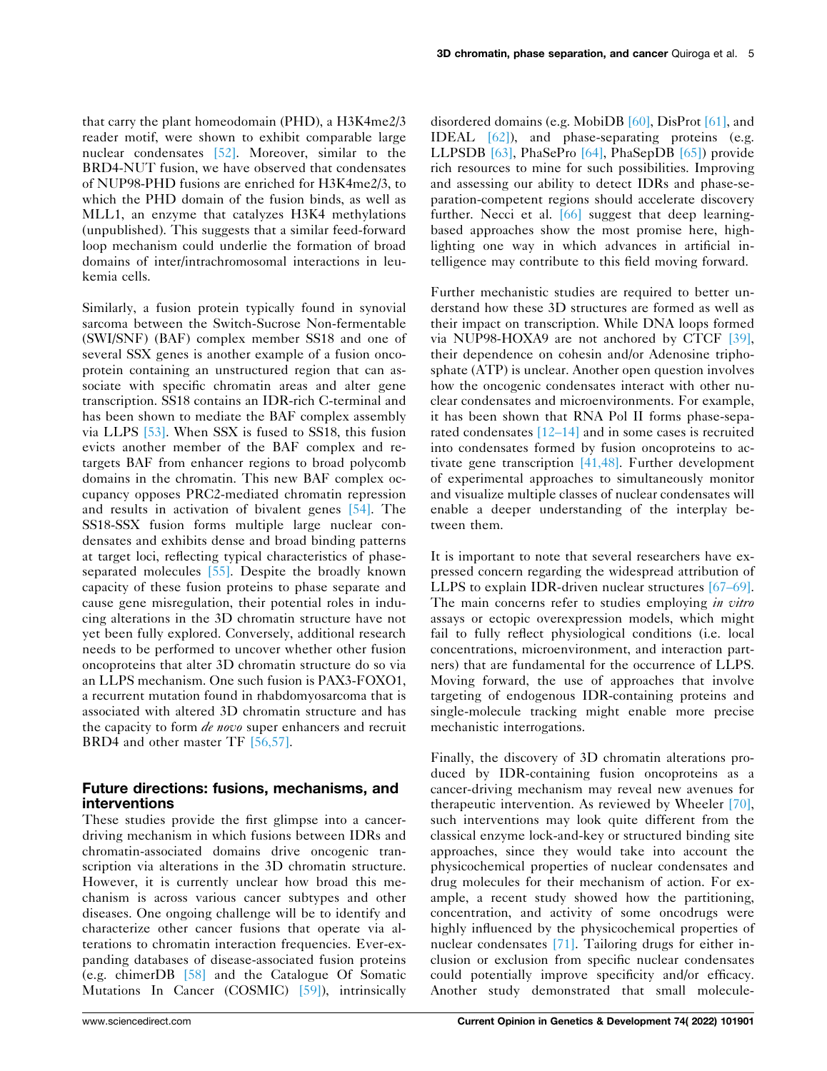that carry the plant homeodomain (PHD), a H3K4me2/3 reader motif, were shown to exhibit comparable large nuclear condensates [52]. Moreover, similar to the BRD4-NUT fusion, we have observed that condensates of NUP98-PHD fusions are enriched for H3K4me2/3, to which the PHD domain of the fusion binds, as well as MLL1, an enzyme that catalyzes H3K4 methylations (unpublished). This suggests that a similar feed-forward loop mechanism could underlie the formation of broad domains of inter/intrachromosomal interactions in leukemia cells.

Similarly, a fusion protein typically found in synovial sarcoma between the Switch-Sucrose Non-fermentable (SWI/SNF) (BAF) complex member SS18 and one of several SSX genes is another example of a fusion oncoprotein containing an unstructured region that can associate with specific chromatin areas and alter gene transcription. SS18 contains an IDR-rich C-terminal and has been shown to mediate the BAF complex assembly via LLPS [53]. When SSX is fused to SS18, this fusion evicts another member of the BAF complex and retargets BAF from enhancer regions to broad polycomb domains in the chromatin. This new BAF complex occupancy opposes PRC2-mediated chromatin repression and results in activation of bivalent genes [54]. The SS18-SSX fusion forms multiple large nuclear condensates and exhibits dense and broad binding patterns at target loci, reflecting typical characteristics of phase-separated molecules [55]. Despite the broadly known capacity of these fusion proteins to phase separate and cause gene misregulation, their potential roles in inducing alterations in the 3D chromatin structure have not yet been fully explored. Conversely, additional research needs to be performed to uncover whether other fusion oncoproteins that alter 3D chromatin structure do so via an LLPS mechanism. One such fusion is PAX3-FOXO1, a recurrent mutation found in rhabdomyosarcoma that is associated with altered 3D chromatin structure and has the capacity to form *de novo* super enhancers and recruit BRD4 and other master TF [56,57].

## Future directions: fusions, mechanisms, and interventions

These studies provide the first glimpse into a cancer-driving mechanism in which fusions between IDRs and chromatin-associated domains drive oncogenic transcription via alterations in the 3D chromatin structure. However, it is currently unclear how broad this mechanism is across various cancer subtypes and other diseases. One ongoing challenge will be to identify and characterize other cancer fusions that operate via alterations to chromatin interaction frequencies. Ever-expanding databases of disease-associated fusion proteins (e.g. chimerDB [58] and the Catalogue Of Somatic Mutations In Cancer (COSMIC) [59]), intrinsically disordered domains (e.g. MobiDB [60], DisProt [61], and IDEAL [62]), and phase-separating proteins (e.g. LLPSDB [63], PhaSePro [64], PhaSepDB [65]) provide rich resources to mine for such possibilities. Improving and assessing our ability to detect IDRs and phase-separation-competent regions should accelerate discovery further. Necci et al. [66] suggest that deep learning-based approaches show the most promise here, highlighting one way in which advances in artificial intelligence may contribute to this field moving forward.

Further mechanistic studies are required to better understand how these 3D structures are formed as well as their impact on transcription. While DNA loops formed via NUP98-HOXA9 are not anchored by CTCF [39], their dependence on cohesin and/or Adenosine triphosphate (ATP) is unclear. Another open question involves how the oncogenic condensates interact with other nuclear condensates and microenvironments. For example, it has been shown that RNA Pol II forms phase-separated condensates [12–14] and in some cases is recruited into condensates formed by fusion oncoproteins to activate gene transcription [41,48]. Further development of experimental approaches to simultaneously monitor and visualize multiple classes of nuclear condensates will enable a deeper understanding of the interplay between them.

It is important to note that several researchers have expressed concern regarding the widespread attribution of LLPS to explain IDR-driven nuclear structures [67–69]. The main concerns refer to studies employing *in vitro* assays or ectopic overexpression models, which might fail to fully reflect physiological conditions (i.e. local concentrations, microenvironment, and interaction partners) that are fundamental for the occurrence of LLPS. Moving forward, the use of approaches that involve targeting of endogenous IDR-containing proteins and single-molecule tracking might enable more precise mechanistic interrogations.

Finally, the discovery of 3D chromatin alterations produced by IDR-containing fusion oncoproteins as a cancer-driving mechanism may reveal new avenues for therapeutic intervention. As reviewed by Wheeler [70], such interventions may look quite different from the classical enzyme lock-and-key or structured binding site approaches, since they would take into account the physicochemical properties of nuclear condensates and drug molecules for their mechanism of action. For example, a recent study showed how the partitioning, concentration, and activity of some oncodrugs were highly influenced by the physicochemical properties of nuclear condensates [71]. Tailoring drugs for either inclusion or exclusion from specific nuclear condensates could potentially improve specificity and/or efficacy. Another study demonstrated that small molecule-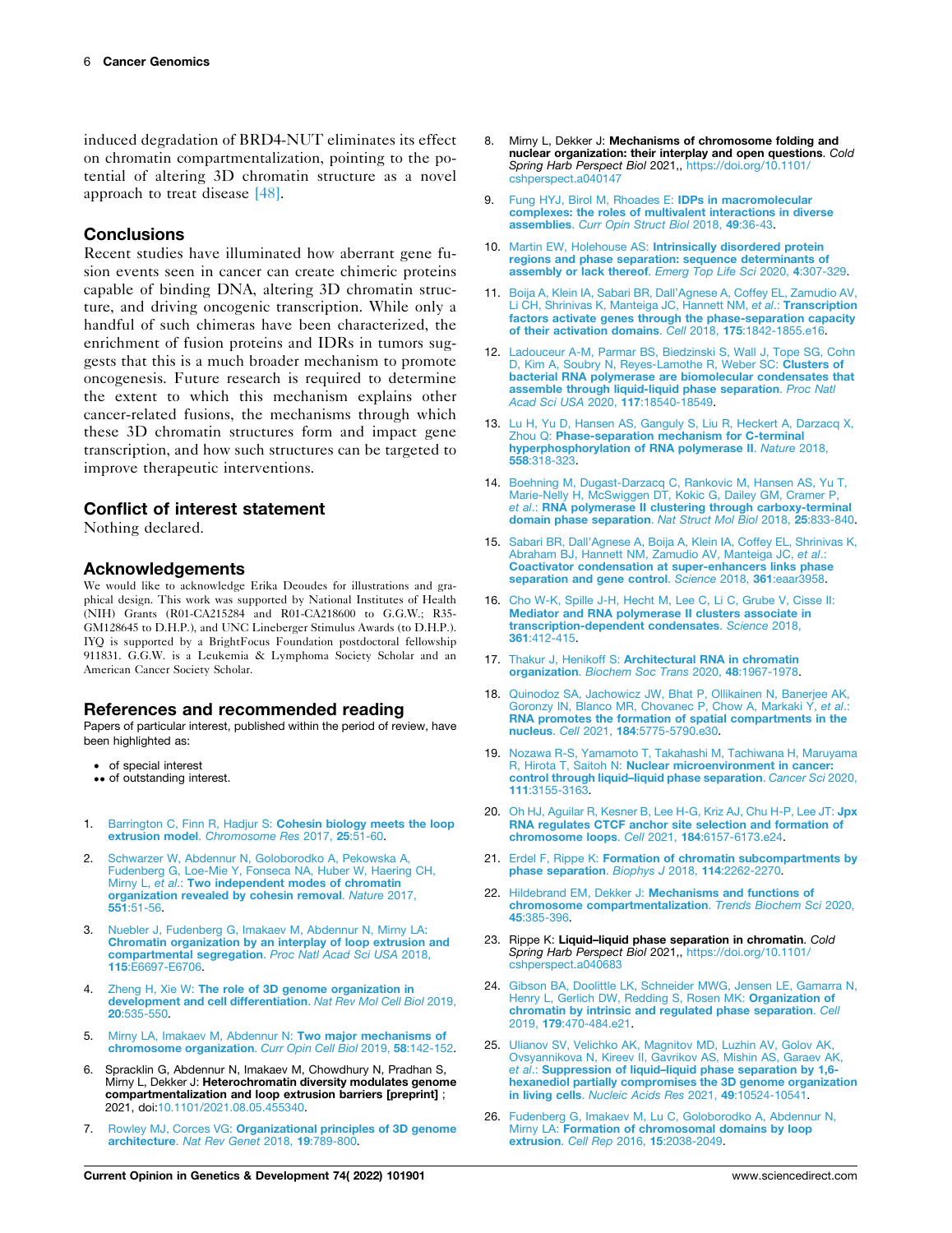induced degradation of BRD4-NUT eliminates its effect on chromatin compartmentalization, pointing to the potential of altering 3D chromatin structure as a novel approach to treat disease [48].

## Conclusions

Recent studies have illuminated how aberrant gene fusion events seen in cancer can create chimeric proteins capable of binding DNA, altering 3D chromatin structure, and driving oncogenic transcription. While only a handful of such chimeras have been characterized, the enrichment of fusion proteins and IDRs in tumors suggests that this is a much broader mechanism to promote oncogenesis. Future research is required to determine the extent to which this mechanism explains other cancer-related fusions, the mechanisms through which these 3D chromatin structures form and impact gene transcription, and how such structures can be targeted to improve therapeutic interventions.

## Conflict of interest statement

Nothing declared.

## Acknowledgements

We would like to acknowledge Erika Deoudes for illustrations and graphical design. This work was supported by National Institutes of Health (NIH) Grants (R01-CA215284 and R01-CA218600 to G.G.W.; R35-GM128645 to D.H.P.), and UNC Lineberger Stimulus Awards (to D.H.P.). IYQ is supported by a BrightFocus Foundation postdoctoral fellowship 911831. G.G.W. is a Leukemia & Lymphoma Society Scholar and an American Cancer Society Scholar.

## References and recommended reading

Papers of particular interest, published within the period of review, have been highlighted as:

- • of special interest
- •• of outstanding interest.

1. Barrington C, Finn R, Hadjur S: **Cohesin biology meets the loop extrusion model**. *Chromosome Res* 2017, **25**:51-60.
2. Schwarzer W, Abdennur N, Goloborodko A, Pekowska A, Fudenberg G, Loe-Mie Y, Fonseca NA, Huber W, Haering CH, Mirny L, *et al.*: **Two independent modes of chromatin organization revealed by cohesin removal**. *Nature* 2017, **551**:51-56.
3. Nuebler J, Fudenberg G, Imakaev M, Abdennur N, Mirny LA: **Chromatin organization by an interplay of loop extrusion and compartmental segregation**. *Proc Natl Acad Sci USA* 2018, **115**:E6697-E6706.
4. Zheng H, Xie W: **The role of 3D genome organization in development and cell differentiation**. *Nat Rev Mol Cell Biol* 2019, **20**:535-550.
5. Mirny LA, Imakaev M, Abdennur N: **Two major mechanisms of chromosome organization**. *Curr Opin Cell Biol* 2019, **58**:142-152.
6. Spracklin G, Abdennur N, Imakaev M, Chowdhury N, Pradhan S, Mirny L, Dekker J: **Heterochromatin diversity modulates genome compartmentalization and loop extrusion barriers [preprint]** ; 2021, doi:10.1101/2021.08.05.455340.
7. Rowley MJ, Corces VG: **Organizational principles of 3D genome architecture**. *Nat Rev Genet* 2018, **19**:789-800.
8. Mirny L, Dekker J: **Mechanisms of chromosome folding and nuclear organization: their interplay and open questions**. *Cold Spring Harb Perspect Biol* 2021,, https://doi.org/10.1101/cshperspect.a040147
9. Fung HYJ, Birol M, Rhoades E: **IDPs in macromolecular complexes: the roles of multivalent interactions in diverse assemblies**. *Curr Opin Struct Biol* 2018, **49**:36-43.
10. Martin EW, Holehouse AS: **Intrinsically disordered protein regions and phase separation: sequence determinants of assembly or lack thereof**. *Emerg Top Life Sci* 2020, **4**:307-329.
11. Boija A, Klein IA, Sabari BR, Dall'Agnese A, Coffey EL, Zamudio AV, Li CH, Shrinivas K, Manteiga JC, Hannett NM, *et al.*: **Transcription factors activate genes through the phase-separation capacity of their activation domains**. *Cell* 2018, **175**:1842-1855.e16.
12. Ladouceur A-M, Parmar BS, Biedzinski S, Wall J, Tope SG, Cohn D, Kim A, Soubry N, Reyes-Lamothe R, Weber SC: **Clusters of bacterial RNA polymerase are biomolecular condensates that assemble through liquid-liquid phase separation**. *Proc Natl Acad Sci USA* 2020, **117**:18540-18549.
13. Lu H, Yu D, Hansen AS, Ganguly S, Liu R, Heckert A, Darzacq X, Zhou Q: **Phase-separation mechanism for C-terminal hyperphosphorylation of RNA polymerase II**. *Nature* 2018, **558**:318-323.
14. Boehning M, Dugast-Darzacq C, Rankovic M, Hansen AS, Yu T, Marie-Nelly H, McSwiggen DT, Kokic G, Dailey GM, Cramer P, *et al.*: **RNA polymerase II clustering through carboxy-terminal domain phase separation**. *Nat Struct Mol Biol* 2018, **25**:833-840.
15. Sabari BR, Dall'Agnese A, Boija A, Klein IA, Coffey EL, Shrinivas K, Abraham BJ, Hannett NM, Zamudio AV, Manteiga JC, *et al.*: **Coactivator condensation at super-enhancers links phase separation and gene control**. *Science* 2018, **361**:eaar3958.
16. Cho W-K, Spille J-H, Hecht M, Lee C, Li C, Grube V, Cisse II: **Mediator and RNA polymerase II clusters associate in transcription-dependent condensates**. *Science* 2018, **361**:412-415.
17. Thakur J, Henikoff S: **Architectural RNA in chromatin organization**. *Biochem Soc Trans* 2020, **48**:1967-1978.
18. Quinodoz SA, Jachowicz JW, Bhat P, Ollikainen N, Banerjee AK, Goronzy IN, Blanco MR, Chovanec P, Chow A, Markaki Y, *et al.*: **RNA promotes the formation of spatial compartments in the nucleus**. *Cell* 2021, **184**:5775-5790.e30.
19. Nozawa R-S, Yamamoto T, Takahashi M, Tachiwana H, Maruyama R, Hirota T, Saitoh N: **Nuclear microenvironment in cancer: control through liquid–liquid phase separation**. *Cancer Sci* 2020, **111**:3155-3163.
20. Oh HJ, Aguilar R, Kesner B, Lee H-G, Kriz AJ, Chu H-P, Lee JT: **Jpx RNA regulates CTCF anchor site selection and formation of chromosome loops**. *Cell* 2021, **184**:6157-6173.e24.
21. Erdel F, Rippe K: **Formation of chromatin subcompartments by phase separation**. *Biophys J* 2018, **114**:2262-2270.
22. Hildebrand EM, Dekker J: **Mechanisms and functions of chromosome compartmentalization**. *Trends Biochem Sci* 2020, **45**:385-396.
23. Rippe K: **Liquid–liquid phase separation in chromatin**. *Cold Spring Harb Perspect Biol* 2021,, https://doi.org/10.1101/cshperspect.a040683
24. Gibson BA, Doolittle LK, Schneider MWG, Jensen LE, Gamarra N, Henry L, Gerlich DW, Redding S, Rosen MK: **Organization of chromatin by intrinsic and regulated phase separation**. *Cell* 2019, **179**:470-484.e21.
25. Ulianov SV, Velichko AK, Magnitov MD, Luzhin AV, Golov AK, Ovsyannikova N, Kireev II, Gavrikov AS, Mishin AS, Garaev AK, *et al.*: **Suppression of liquid–liquid phase separation by 1,6-hexanediol partially compromises the 3D genome organization in living cells**. *Nucleic Acids Res* 2021, **49**:10524-10541.
26. Fudenberg G, Imakaev M, Lu C, Goloborodko A, Abdennur N, Mirny LA: **Formation of chromosomal domains by loop extrusion**. *Cell Rep* 2016, **15**:2038-2049.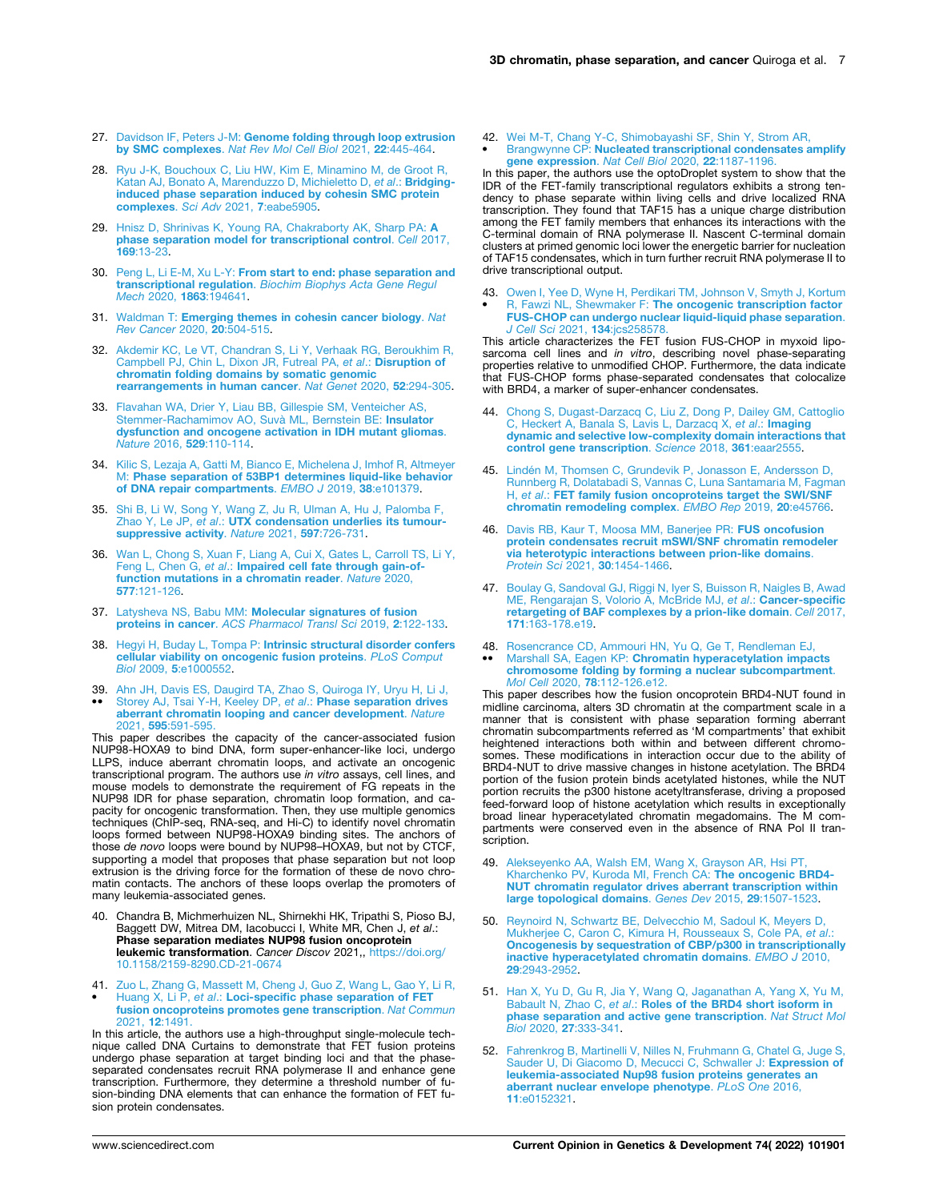27. Davidson IF, Peters J-M: **Genome folding through loop extrusion by SMC complexes**. *Nat Rev Mol Cell Biol* 2021, **22**:445-464.

28. Ryu J-K, Bouchoux C, Liu HW, Kim E, Minamino M, de Groot R, Katan AJ, Bonato A, Marenduzzo D, Michieletto D, *et al.*: **Bridging-induced phase separation induced by cohesin SMC protein complexes**. *Sci Adv* 2021, **7**:eabe5905.

29. Hnisz D, Shrinivas K, Young RA, Chakraborty AK, Sharp PA: **A phase separation model for transcriptional control**. *Cell* 2017, **169**:13-23.

30. Peng L, Li E-M, Xu L-Y: **From start to end: phase separation and transcriptional regulation**. *Biochim Biophys Acta Gene Regul Mech* 2020, **1863**:194641.

31. Waldman T: **Emerging themes in cohesin cancer biology**. *Nat Rev Cancer* 2020, **20**:504-515.

32. Akdemir KC, Le VT, Chandran S, Li Y, Verhaak RG, Beroukhim R, Campbell PJ, Chin L, Dixon JR, Futreal PA, *et al.*: **Disruption of chromatin folding domains by somatic genomic rearrangements in human cancer**. *Nat Genet* 2020, **52**:294-305.

33. Flavahan WA, Drier Y, Liau BB, Gillespie SM, Venteicher AS, Stemmer-Rachamimov AO, Suvà ML, Bernstein BE: **Insulator dysfunction and oncogene activation in IDH mutant gliomas**. *Nature* 2016, **529**:110-114.

34. Kilic S, Lezaja A, Gatti M, Bianco E, Michelena J, Imhof R, Altmeyer M: **Phase separation of 53BP1 determines liquid-like behavior of DNA repair compartments**. *EMBO J* 2019, **38**:e101379.

35. Shi B, Li W, Song Y, Wang Z, Ju R, Ulman A, Hu J, Palomba F, Zhao Y, Le JP, *et al.*: **UTX condensation underlies its tumour-suppressive activity**. *Nature* 2021, **597**:726-731.

36. Wan L, Chong S, Xuan F, Liang A, Cui X, Gates L, Carroll TS, Li Y, Feng L, Chen G, *et al.*: **Impaired cell fate through gain-of-function mutations in a chromatin reader**. *Nature* 2020, **577**:121-126.

37. Latysheva NS, Babu MM: **Molecular signatures of fusion proteins in cancer**. *ACS Pharmacol Transl Sci* 2019, **2**:122-133.

38. Hegyi H, Buday L, Tompa P: **Intrinsic structural disorder confers cellular viability on oncogenic fusion proteins**. *PLoS Comput Biol* 2009, **5**:e1000552.

39. •• Ahn JH, Davis ES, Daugird TA, Zhao S, Quiroga IY, Uryu H, Li J, Storey AJ, Tsai Y-H, Keeley DP, *et al.*: **Phase separation drives aberrant chromatin looping and cancer development**. *Nature* 2021, **595**:591-595.

This paper describes the capacity of the cancer-associated fusion NUP98-HOXA9 to bind DNA, form super-enhancer-like loci, undergo LLPS, induce aberrant chromatin loops, and activate an oncogenic transcriptional program. The authors use *in vitro* assays, cell lines, and mouse models to demonstrate the requirement of FG repeats in the NUP98 IDR for phase separation, chromatin loop formation, and capacity for oncogenic transformation. Then, they use multiple genomics techniques (ChIP-seq, RNA-seq, and Hi-C) to identify novel chromatin loops formed between NUP98-HOXA9 binding sites. The anchors of those *de novo* loops were bound by NUP98–HOXA9, but not by CTCF, supporting a model that proposes that phase separation but not loop extrusion is the driving force for the formation of these de novo chromatin contacts. The anchors of these loops overlap the promoters of many leukemia-associated genes.

40. Chandra B, Michmerhuizen NL, Shirnekhi HK, Tripathi S, Pioso BJ, Baggett DW, Mitrea DM, Iacobucci I, White MR, Chen J, *et al.*: **Phase separation mediates NUP98 fusion oncoprotein leukemic transformation**. *Cancer Discov* 2021,, https://doi.org/10.1158/2159-8290.CD-21-0674

41. • Zuo L, Zhang G, Massett M, Cheng J, Guo Z, Wang L, Gao Y, Li R, Huang X, Li P, *et al.*: **Loci-specific phase separation of FET fusion oncoproteins promotes gene transcription**. *Nat Commun* 2021, **12**:1491.

In this article, the authors use a high-throughput single-molecule technique called DNA Curtains to demonstrate that FET fusion proteins undergo phase separation at target binding loci and that the phase-separated condensates recruit RNA polymerase II and enhance gene transcription. Furthermore, they determine a threshold number of fusion-binding DNA elements that can enhance the formation of FET fusion protein condensates.

42. • Wei M-T, Chang Y-C, Shimobayashi SF, Shin Y, Strom AR, Brangwynne CP: **Nucleated transcriptional condensates amplify gene expression**. *Nat Cell Biol* 2020, **22**:1187-1196.

In this paper, the authors use the optoDroplet system to show that the IDR of the FET-family transcriptional regulators exhibits a strong tendency to phase separate within living cells and drive localized RNA transcription. They found that TAF15 has a unique charge distribution among the FET family members that enhances its interactions with the C-terminal domain of RNA polymerase II. Nascent C-terminal domain clusters at primed genomic loci lower the energetic barrier for nucleation of TAF15 condensates, which in turn further recruit RNA polymerase II to drive transcriptional output.

43. • Owen I, Yee D, Wyne H, Perdikari TM, Johnson V, Smyth J, Kortum R, Fawzi NL, Shewmaker F: **The oncogenic transcription factor FUS-CHOP can undergo nuclear liquid-liquid phase separation**. *J Cell Sci* 2021, **134**:jcs258578.

This article characterizes the FET fusion FUS-CHOP in myxoid liposarcoma cell lines and *in vitro*, describing novel phase-separating properties relative to unmodified CHOP. Furthermore, the data indicate that FUS-CHOP forms phase-separated condensates that colocalize with BRD4, a marker of super-enhancer condensates.

44. Chong S, Dugast-Darzacq C, Liu Z, Dong P, Dailey GM, Cattoglio C, Heckert A, Banala S, Lavis L, Darzacq X, *et al.*: **Imaging dynamic and selective low-complexity domain interactions that control gene transcription**. *Science* 2018, **361**:eaar2555.

45. Lindén M, Thomsen C, Grundevik P, Jonasson E, Andersson D, Runnberg R, Dolatabadi S, Vannas C, Luna Santamaria M, Fagman H, *et al.*: **FET family fusion oncoproteins target the SWI/SNF chromatin remodeling complex**. *EMBO Rep* 2019, **20**:e45766.

46. Davis RB, Kaur T, Moosa MM, Banerjee PR: **FUS oncofusion protein condensates recruit mSWI/SNF chromatin remodeler via heterotypic interactions between prion-like domains**. *Protein Sci* 2021, **30**:1454-1466.

47. Boulay G, Sandoval GJ, Riggi N, Iyer S, Buisson R, Naigles B, Awad ME, Rengarajan S, Volorio A, McBride MJ, *et al.*: **Cancer-specific retargeting of BAF complexes by a prion-like domain**. *Cell* 2017, **171**:163-178.e19.

48. •• Rosencrance CD, Ammouri HN, Yu Q, Ge T, Rendleman EJ, Marshall SA, Eagen KP: **Chromatin hyperacetylation impacts chromosome folding by forming a nuclear subcompartment**. *Mol Cell* 2020, **78**:112-126.e12.

This paper describes how the fusion oncoprotein BRD4-NUT found in midline carcinoma, alters 3D chromatin at the compartment scale in a manner that is consistent with phase separation forming aberrant chromatin subcompartments referred as 'M compartments' that exhibit heightened interactions both within and between different chromosomes. These modifications in interaction occur due to the ability of BRD4-NUT to drive massive changes in histone acetylation. The BRD4 portion of the fusion protein binds acetylated histones, while the NUT portion recruits the p300 histone acetyltransferase, driving a proposed feed-forward loop of histone acetylation which results in exceptionally broad linear hyperacetylated chromatin megadomains. The M compartments were conserved even in the absence of RNA Pol II transcription.

49. Alekseyenko AA, Walsh EM, Wang X, Grayson AR, Hsi PT, Kharchenko PV, Kuroda MI, French CA: **The oncogenic BRD4-NUT chromatin regulator drives aberrant transcription within large topological domains**. *Genes Dev* 2015, **29**:1507-1523.

50. Reynoird N, Schwartz BE, Delvecchio M, Sadoul K, Meyers D, Mukherjee C, Caron C, Kimura H, Rousseaux S, Cole PA, *et al.*: **Oncogenesis by sequestration of CBP/p300 in transcriptionally inactive hyperacetylated chromatin domains**. *EMBO J* 2010, **29**:2943-2952.

51. Han X, Yu D, Gu R, Jia Y, Wang Q, Jaganathan A, Yang X, Yu M, Babault N, Zhao C, *et al.*: **Roles of the BRD4 short isoform in phase separation and active gene transcription**. *Nat Struct Mol Biol* 2020, **27**:333-341.

52. Fahrenkrog B, Martinelli V, Nilles N, Fruhmann G, Chatel G, Juge S, Sauder U, Di Giacomo D, Mecucci C, Schwaller J: **Expression of leukemia-associated Nup98 fusion proteins generates an aberrant nuclear envelope phenotype**. *PLoS One* 2016, **11**:e0152321.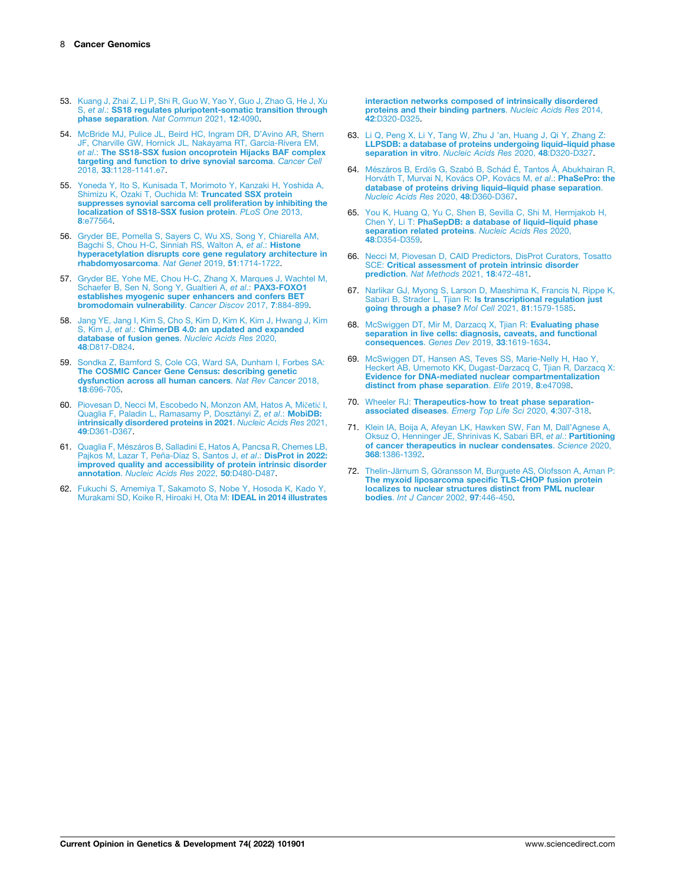53. Kuang J, Zhai Z, Li P, Shi R, Guo W, Yao Y, Guo J, Zhao G, He J, Xu S, *et al.*: **SS18 regulates pluripotent-somatic transition through phase separation**. *Nat Commun* 2021, **12**:4090.

54. McBride MJ, Pulice JL, Beird HC, Ingram DR, D'Avino AR, Shern JF, Charville GW, Hornick JL, Nakayama RT, Garcia-Rivera EM, *et al.*: **The SS18-SSX fusion oncoprotein Hijacks BAF complex targeting and function to drive synovial sarcoma**. *Cancer Cell* 2018, **33**:1128-1141.e7.

55. Yoneda Y, Ito S, Kunisada T, Morimoto Y, Kanzaki H, Yoshida A, Shimizu K, Ozaki T, Ouchida M: **Truncated SSX protein suppresses synovial sarcoma cell proliferation by inhibiting the localization of SS18-SSX fusion protein**. *PLoS One* 2013, **8**:e77564.

56. Gryder BE, Pomella S, Sayers C, Wu XS, Song Y, Chiarella AM, Bagchi S, Chou H-C, Sinniah RS, Walton A, *et al.*: **Histone hyperacetylation disrupts core gene regulatory architecture in rhabdomyosarcoma**. *Nat Genet* 2019, **51**:1714-1722.

57. Gryder BE, Yohe ME, Chou H-C, Zhang X, Marques J, Wachtel M, Schaefer B, Sen N, Song Y, Gualtieri A, *et al.*: **PAX3-FOXO1 establishes myogenic super enhancers and confers BET bromodomain vulnerability**. *Cancer Discov* 2017, **7**:884-899.

58. Jang YE, Jang I, Kim S, Cho S, Kim D, Kim K, Kim J, Hwang J, Kim S, Kim J, *et al.*: **ChimerDB 4.0: an updated and expanded database of fusion genes**. *Nucleic Acids Res* 2020, **48**:D817-D824.

59. Sondka Z, Bamford S, Cole CG, Ward SA, Dunham I, Forbes SA: **The COSMIC Cancer Gene Census: describing genetic dysfunction across all human cancers**. *Nat Rev Cancer* 2018, **18**:696-705.

60. Piovesan D, Necci M, Escobedo N, Monzon AM, Hatos A, Mičetić I, Quaglia F, Paladin L, Ramasamy P, Dosztányi Z, *et al.*: **MobiDB: intrinsically disordered proteins in 2021**. *Nucleic Acids Res* 2021, **49**:D361-D367.

61. Quaglia F, Mészáros B, Salladini E, Hatos A, Pancsa R, Chemes LB, Pajkos M, Lazar T, Peña-Díaz S, Santos J, *et al.*: **DisProt in 2022: improved quality and accessibility of protein intrinsic disorder annotation**. *Nucleic Acids Res* 2022, **50**:D480-D487.

62. Fukuchi S, Amemiya T, Sakamoto S, Nobe Y, Hosoda K, Kado Y, Murakami SD, Koike R, Hiroaki H, Ota M: **IDEAL in 2014 illustrates interaction networks composed of intrinsically disordered proteins and their binding partners**. *Nucleic Acids Res* 2014, **42**:D320-D325.

63. Li Q, Peng X, Li Y, Tang W, Zhu J 'an, Huang J, Qi Y, Zhang Z: **LLPSDB: a database of proteins undergoing liquid–liquid phase separation in vitro**. *Nucleic Acids Res* 2020, **48**:D320-D327.

64. Mészáros B, Erdős G, Szabó B, Schád É, Tantos Á, Abukhairan R, Horváth T, Murvai N, Kovács OP, Kovács M, *et al.*: **PhaSePro: the database of proteins driving liquid–liquid phase separation**. *Nucleic Acids Res* 2020, **48**:D360-D367.

65. You K, Huang Q, Yu C, Shen B, Sevilla C, Shi M, Hermjakob H, Chen Y, Li T: **PhaSepDB: a database of liquid–liquid phase separation related proteins**. *Nucleic Acids Res* 2020, **48**:D354-D359.

66. Necci M, Piovesan D, CAID Predictors, DisProt Curators, Tosatto SCE: **Critical assessment of protein intrinsic disorder prediction**. *Nat Methods* 2021, **18**:472-481.

67. Narlikar GJ, Myong S, Larson D, Maeshima K, Francis N, Rippe K, Sabari B, Strader L, Tjian R: **Is transcriptional regulation just going through a phase?** *Mol Cell* 2021, **81**:1579-1585.

68. McSwiggen DT, Mir M, Darzacq X, Tjian R: **Evaluating phase separation in live cells: diagnosis, caveats, and functional consequences**. *Genes Dev* 2019, **33**:1619-1634.

69. McSwiggen DT, Hansen AS, Teves SS, Marie-Nelly H, Hao Y, Heckert AB, Umemoto KK, Dugast-Darzacq C, Tjian R, Darzacq X: **Evidence for DNA-mediated nuclear compartmentalization distinct from phase separation**. *Elife* 2019, **8**:e47098.

70. Wheeler RJ: **Therapeutics-how to treat phase separation-associated diseases**. *Emerg Top Life Sci* 2020, **4**:307-318.

71. Klein IA, Boija A, Afeyan LK, Hawken SW, Fan M, Dall'Agnese A, Oksuz O, Henninger JE, Shrinivas K, Sabari BR, *et al.*: **Partitioning of cancer therapeutics in nuclear condensates**. *Science* 2020, **368**:1386-1392.

72. Thelin-Järnum S, Göransson M, Burguete AS, Olofsson A, Aman P: **The myxoid liposarcoma specific TLS-CHOP fusion protein localizes to nuclear structures distinct from PML nuclear bodies**. *Int J Cancer* 2002, **97**:446-450.